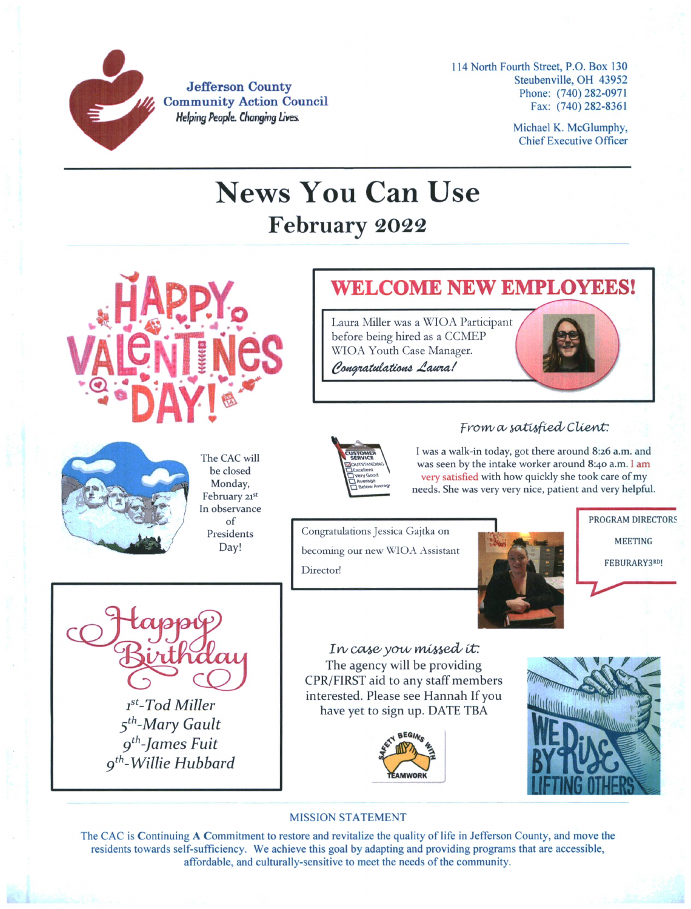**Jefferson County Community Action Council**
*Helping People. Changing Lives.*

114 North Fourth Street, P.O. Box 130
Steubenville, OH 43952
Phone: (740) 282-0971
Fax: (740) 282-8361

Michael K. McGlumphy,
Chief Executive Officer

# News You Can Use

## February 2022

HAPPY VALENTINES DAY!

## WELCOME NEW EMPLOYEES!

Laura Miller was a WIOA Participant before being hired as a CCMEP WIOA Youth Case Manager.

*Congratulations Laura!*

The CAC will be closed Monday, February 21st In observance of Presidents Day!

*From a satisfied Client:*

I was a walk-in today, got there around 8:26 a.m. and was seen by the intake worker around 8:40 a.m. I am very satisfied with how quickly she took care of my needs. She was very very nice, patient and very helpful.

Congratulations Jessica Gajtka on becoming our new WIOA Assistant Director!

PROGRAM DIRECTORS MEETING FEBURARY 3RD!

*Happy Birthday*

*1st-Tod Miller*
*5th-Mary Gault*
*9th-James Fuit*
*9th-Willie Hubbard*

*In case you missed it:*
The agency will be providing CPR/FIRST aid to any staff members interested. Please see Hannah If you have yet to sign up. DATE TBA

SAFETY BEGINS WITH TEAMWORK

WE RISE BY LIFTING OTHERS

MISSION STATEMENT

The CAC is **C**ontinuing **A** **C**ommitment to restore and revitalize the quality of life in Jefferson County, and move the residents towards self-sufficiency. We achieve this goal by adapting and providing programs that are accessible, affordable, and culturally-sensitive to meet the needs of the community.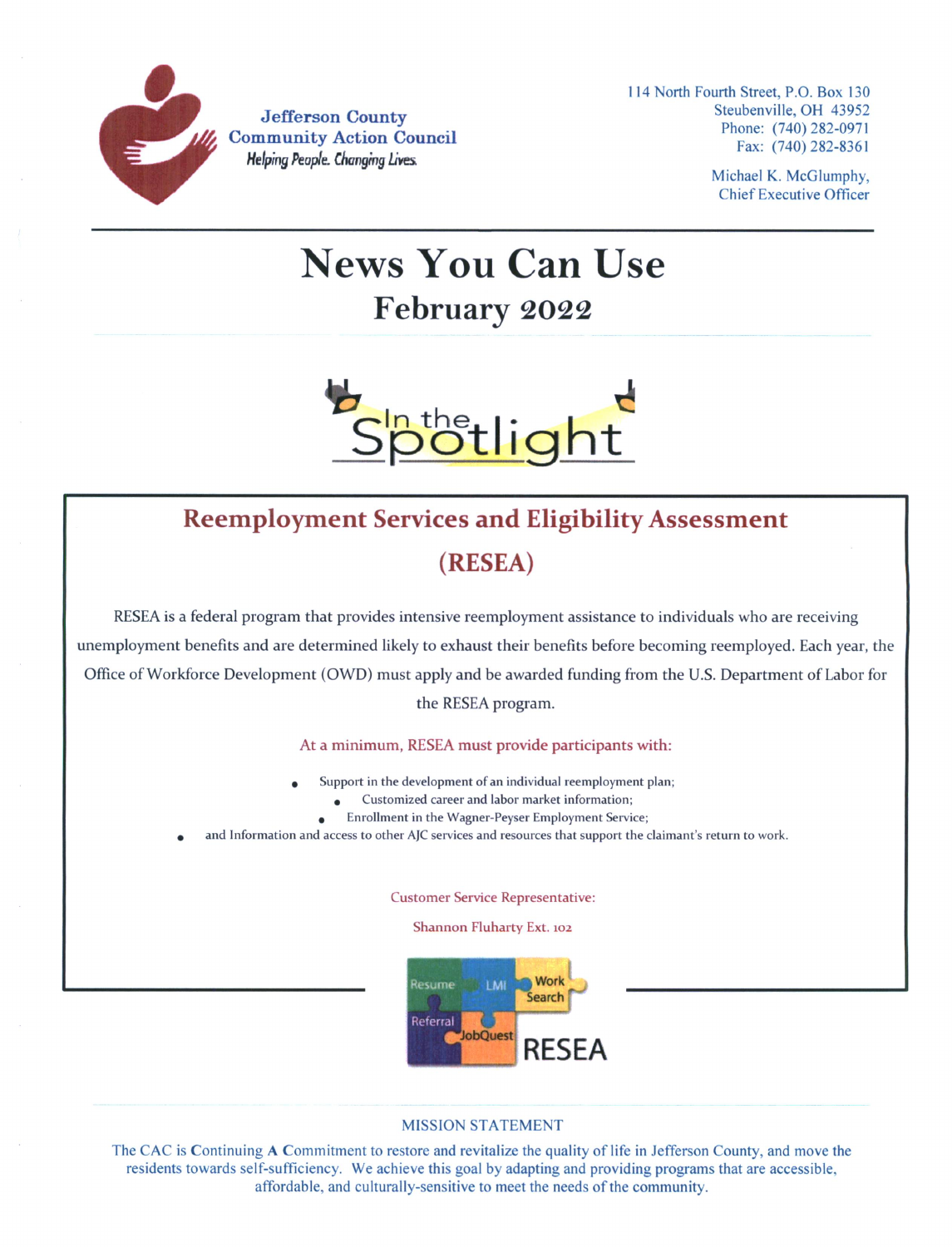Jefferson County
Community Action Council
*Helping People. Changing Lives.*

114 North Fourth Street, P.O. Box 130
Steubenville, OH 43952
Phone: (740) 282-0971
Fax: (740) 282-8361

Michael K. McGlumphy,
Chief Executive Officer

# News You Can Use

## February 2022

In the Spotlight

## Reemployment Services and Eligibility Assessment (RESEA)

RESEA is a federal program that provides intensive reemployment assistance to individuals who are receiving unemployment benefits and are determined likely to exhaust their benefits before becoming reemployed. Each year, the Office of Workforce Development (OWD) must apply and be awarded funding from the U.S. Department of Labor for the RESEA program.

At a minimum, RESEA must provide participants with:

- Support in the development of an individual reemployment plan;
- Customized career and labor market information;
- Enrollment in the Wagner-Peyser Employment Service;
- and Information and access to other AJC services and resources that support the claimant's return to work.

Customer Service Representative:

Shannon Fluharty Ext. 102

Resume LMI Work Search Referral JobQuest RESEA

MISSION STATEMENT

The CAC is Continuing A Commitment to restore and revitalize the quality of life in Jefferson County, and move the residents towards self-sufficiency. We achieve this goal by adapting and providing programs that are accessible, affordable, and culturally-sensitive to meet the needs of the community.